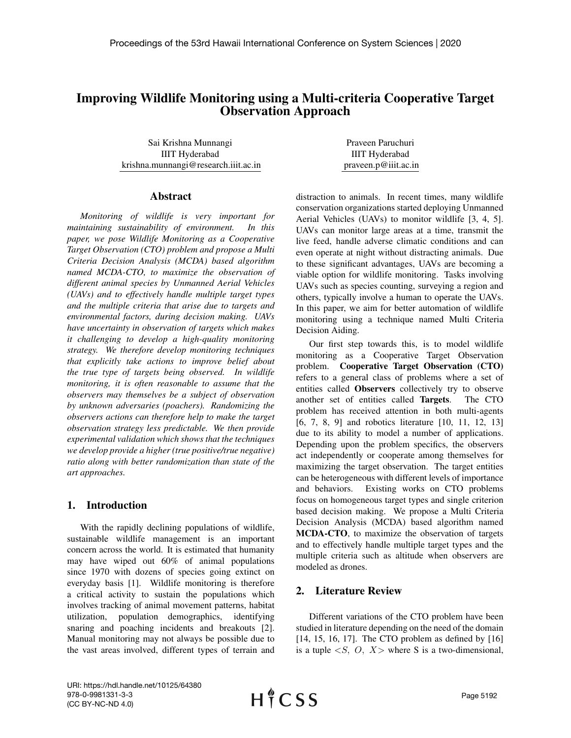# Improving Wildlife Monitoring using a Multi-criteria Cooperative Target Observation Approach

Sai Krishna Munnangi
IIIT Hyderabad
krishna.munnangi@research.iiit.ac.in

Praveen Paruchuri
IIIT Hyderabad
praveen.p@iiit.ac.in

## Abstract

*Monitoring of wildlife is very important for maintaining sustainability of environment. In this paper, we pose Wildlife Monitoring as a Cooperative Target Observation (CTO) problem and propose a Multi Criteria Decision Analysis (MCDA) based algorithm named MCDA-CTO, to maximize the observation of different animal species by Unmanned Aerial Vehicles (UAVs) and to effectively handle multiple target types and the multiple criteria that arise due to targets and environmental factors, during decision making. UAVs have uncertainty in observation of targets which makes it challenging to develop a high-quality monitoring strategy. We therefore develop monitoring techniques that explicitly take actions to improve belief about the true type of targets being observed. In wildlife monitoring, it is often reasonable to assume that the observers may themselves be a subject of observation by unknown adversaries (poachers). Randomizing the observers actions can therefore help to make the target observation strategy less predictable. We then provide experimental validation which shows that the techniques we develop provide a higher (true positive/true negative) ratio along with better randomization than state of the art approaches.*

## 1. Introduction

With the rapidly declining populations of wildlife, sustainable wildlife management is an important concern across the world. It is estimated that humanity may have wiped out 60% of animal populations since 1970 with dozens of species going extinct on everyday basis [1]. Wildlife monitoring is therefore a critical activity to sustain the populations which involves tracking of animal movement patterns, habitat utilization, population demographics, identifying snaring and poaching incidents and breakouts [2]. Manual monitoring may not always be possible due to the vast areas involved, different types of terrain and distraction to animals. In recent times, many wildlife conservation organizations started deploying Unmanned Aerial Vehicles (UAVs) to monitor wildlife [3, 4, 5]. UAVs can monitor large areas at a time, transmit the live feed, handle adverse climatic conditions and can even operate at night without distracting animals. Due to these significant advantages, UAVs are becoming a viable option for wildlife monitoring. Tasks involving UAVs such as species counting, surveying a region and others, typically involve a human to operate the UAVs. In this paper, we aim for better automation of wildlife monitoring using a technique named Multi Criteria Decision Aiding.

Our first step towards this, is to model wildlife monitoring as a Cooperative Target Observation problem. **Cooperative Target Observation (CTO)** refers to a general class of problems where a set of entities called **Observers** collectively try to observe another set of entities called **Targets**. The CTO problem has received attention in both multi-agents [6, 7, 8, 9] and robotics literature [10, 11, 12, 13] due to its ability to model a number of applications. Depending upon the problem specifics, the observers act independently or cooperate among themselves for maximizing the target observation. The target entities can be heterogeneous with different levels of importance and behaviors. Existing works on CTO problems focus on homogeneous target types and single criterion based decision making. We propose a Multi Criteria Decision Analysis (MCDA) based algorithm named **MCDA-CTO**, to maximize the observation of targets and to effectively handle multiple target types and the multiple criteria such as altitude when observers are modeled as drones.

## 2. Literature Review

Different variations of the CTO problem have been studied in literature depending on the need of the domain [14, 15, 16, 17]. The CTO problem as defined by [16] is a tuple $<S,\ O,\ X>$ where S is a two-dimensional,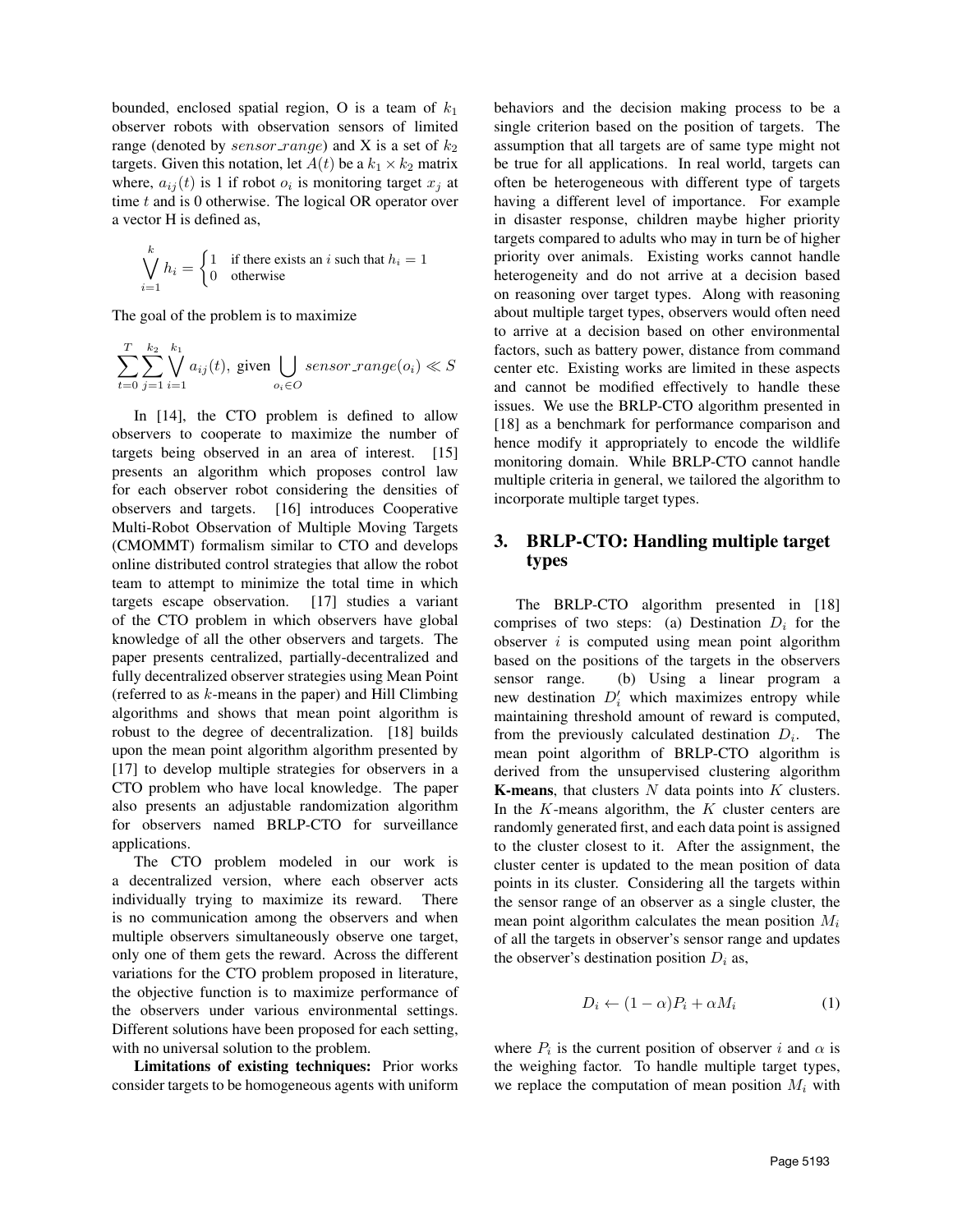bounded, enclosed spatial region, O is a team of $k_1$ observer robots with observation sensors of limited range (denoted by $sensor\_range$) and X is a set of $k_2$ targets. Given this notation, let $A(t)$ be a $k_1 \times k_2$ matrix where, $a_{ij}(t)$ is 1 if robot $o_i$ is monitoring target $x_j$ at time $t$ and is 0 otherwise. The logical OR operator over a vector H is defined as,

$$\bigvee_{i=1}^{k} h_i = \begin{cases} 1 & \text{if there exists an } i \text{ such that } h_i = 1 \\ 0 & \text{otherwise} \end{cases}$$

The goal of the problem is to maximize

$$\sum_{t=0}^{T} \sum_{j=1}^{k_2} \bigvee_{i=1}^{k_1} a_{ij}(t), \text{ given} \bigcup_{o_i \in O} sensor\_range(o_i) \ll S$$

In [14], the CTO problem is defined to allow observers to cooperate to maximize the number of targets being observed in an area of interest. [15] presents an algorithm which proposes control law for each observer robot considering the densities of observers and targets. [16] introduces Cooperative Multi-Robot Observation of Multiple Moving Targets (CMOMMT) formalism similar to CTO and develops online distributed control strategies that allow the robot team to attempt to minimize the total time in which targets escape observation. [17] studies a variant of the CTO problem in which observers have global knowledge of all the other observers and targets. The paper presents centralized, partially-decentralized and fully decentralized observer strategies using Mean Point (referred to as $k$-means in the paper) and Hill Climbing algorithms and shows that mean point algorithm is robust to the degree of decentralization. [18] builds upon the mean point algorithm algorithm presented by [17] to develop multiple strategies for observers in a CTO problem who have local knowledge. The paper also presents an adjustable randomization algorithm for observers named BRLP-CTO for surveillance applications.

The CTO problem modeled in our work is a decentralized version, where each observer acts individually trying to maximize its reward. There is no communication among the observers and when multiple observers simultaneously observe one target, only one of them gets the reward. Across the different variations for the CTO problem proposed in literature, the objective function is to maximize performance of the observers under various environmental settings. Different solutions have been proposed for each setting, with no universal solution to the problem.

**Limitations of existing techniques:** Prior works consider targets to be homogeneous agents with uniform behaviors and the decision making process to be a single criterion based on the position of targets. The assumption that all targets are of same type might not be true for all applications. In real world, targets can often be heterogeneous with different type of targets having a different level of importance. For example in disaster response, children maybe higher priority targets compared to adults who may in turn be of higher priority over animals. Existing works cannot handle heterogeneity and do not arrive at a decision based on reasoning over target types. Along with reasoning about multiple target types, observers would often need to arrive at a decision based on other environmental factors, such as battery power, distance from command center etc. Existing works are limited in these aspects and cannot be modified effectively to handle these issues. We use the BRLP-CTO algorithm presented in [18] as a benchmark for performance comparison and hence modify it appropriately to encode the wildlife monitoring domain. While BRLP-CTO cannot handle multiple criteria in general, we tailored the algorithm to incorporate multiple target types.

## 3. BRLP-CTO: Handling multiple target types

The BRLP-CTO algorithm presented in [18] comprises of two steps: (a) Destination $D_i$ for the observer $i$ is computed using mean point algorithm based on the positions of the targets in the observers sensor range. (b) Using a linear program a new destination $D_i'$ which maximizes entropy while maintaining threshold amount of reward is computed, from the previously calculated destination $D_i$. The mean point algorithm of BRLP-CTO algorithm is derived from the unsupervised clustering algorithm **K-means**, that clusters $N$ data points into $K$ clusters. In the $K$-means algorithm, the $K$ cluster centers are randomly generated first, and each data point is assigned to the cluster closest to it. After the assignment, the cluster center is updated to the mean position of data points in its cluster. Considering all the targets within the sensor range of an observer as a single cluster, the mean point algorithm calculates the mean position $M_i$ of all the targets in observer's sensor range and updates the observer's destination position $D_i$ as,

$$D_i \leftarrow (1 - \alpha)P_i + \alpha M_i \tag{1}$$

where $P_i$ is the current position of observer $i$ and $\alpha$ is the weighing factor. To handle multiple target types, we replace the computation of mean position $M_i$ with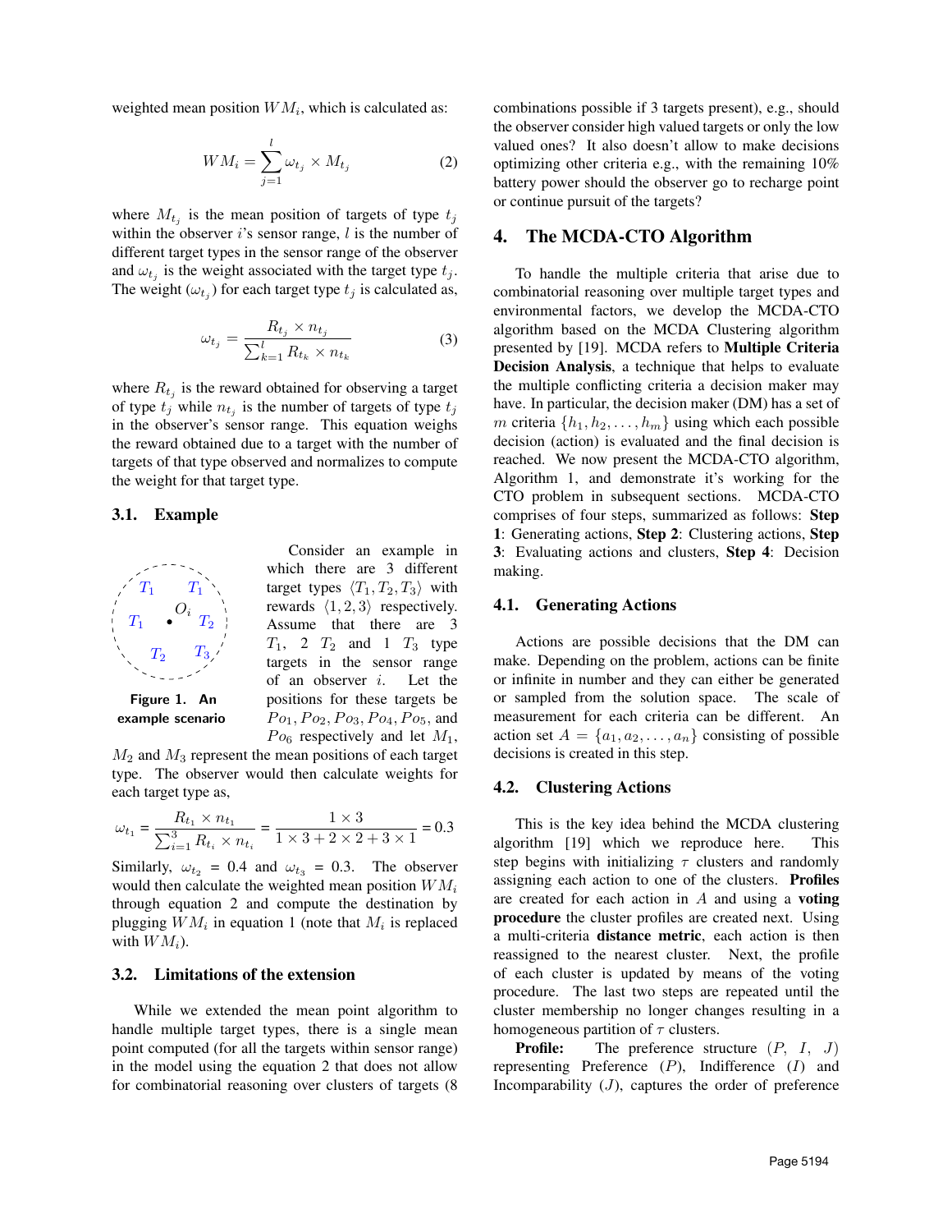weighted mean position $WM_i$, which is calculated as:

$$WM_i = \sum_{j=1}^{l} \omega_{t_j} \times M_{t_j} \tag{2}$$

where $M_{t_j}$ is the mean position of targets of type $t_j$ within the observer $i$'s sensor range, $l$ is the number of different target types in the sensor range of the observer and $\omega_{t_j}$ is the weight associated with the target type $t_j$. The weight ($\omega_{t_j}$) for each target type $t_j$ is calculated as,

$$\omega_{t_j} = \frac{R_{t_j} \times n_{t_j}}{\sum_{k=1}^{l} R_{t_k} \times n_{t_k}} \tag{3}$$

where $R_{t_j}$ is the reward obtained for observing a target of type $t_j$ while $n_{t_j}$ is the number of targets of type $t_j$ in the observer's sensor range. This equation weighs the reward obtained due to a target with the number of targets of that type observed and normalizes to compute the weight for that target type.

## 3.1. Example

Figure 1. An example scenario

Consider an example in which there are 3 different target types $\langle T_1, T_2, T_3 \rangle$ with rewards $\langle 1, 2, 3 \rangle$ respectively. Assume that there are 3 $T_1$, 2 $T_2$ and 1 $T_3$ type targets in the sensor range of an observer $i$. Let the positions for these targets be $Po_1, Po_2, Po_3, Po_4, Po_5$, and $Po_6$ respectively and let $M_1$, $M_2$ and $M_3$ represent the mean positions of each target type. The observer would then calculate weights for each target type as,

$$\omega_{t_1} = \frac{R_{t_1} \times n_{t_1}}{\sum_{i=1}^{3} R_{t_i} \times n_{t_i}} = \frac{1 \times 3}{1 \times 3 + 2 \times 2 + 3 \times 1} = 0.3$$

Similarly, $\omega_{t_2} = 0.4$ and $\omega_{t_3} = 0.3$. The observer would then calculate the weighted mean position $WM_i$ through equation 2 and compute the destination by plugging $WM_i$ in equation 1 (note that $M_i$ is replaced with $WM_i$).

## 3.2. Limitations of the extension

While we extended the mean point algorithm to handle multiple target types, there is a single mean point computed (for all the targets within sensor range) in the model using the equation 2 that does not allow for combinatorial reasoning over clusters of targets (8 combinations possible if 3 targets present), e.g., should the observer consider high valued targets or only the low valued ones? It also doesn't allow to make decisions optimizing other criteria e.g., with the remaining 10% battery power should the observer go to recharge point or continue pursuit of the targets?

# 4. The MCDA-CTO Algorithm

To handle the multiple criteria that arise due to combinatorial reasoning over multiple target types and environmental factors, we develop the MCDA-CTO algorithm based on the MCDA Clustering algorithm presented by [19]. MCDA refers to **Multiple Criteria Decision Analysis**, a technique that helps to evaluate the multiple conflicting criteria a decision maker may have. In particular, the decision maker (DM) has a set of $m$ criteria $\{h_1, h_2, \ldots, h_m\}$ using which each possible decision (action) is evaluated and the final decision is reached. We now present the MCDA-CTO algorithm, Algorithm 1, and demonstrate it's working for the CTO problem in subsequent sections. MCDA-CTO comprises of four steps, summarized as follows: **Step 1**: Generating actions, **Step 2**: Clustering actions, **Step 3**: Evaluating actions and clusters, **Step 4**: Decision making.

## 4.1. Generating Actions

Actions are possible decisions that the DM can make. Depending on the problem, actions can be finite or infinite in number and they can either be generated or sampled from the solution space. The scale of measurement for each criteria can be different. An action set $A = \{a_1, a_2, \ldots, a_n\}$ consisting of possible decisions is created in this step.

## 4.2. Clustering Actions

This is the key idea behind the MCDA clustering algorithm [19] which we reproduce here. This step begins with initializing $\tau$ clusters and randomly assigning each action to one of the clusters. **Profiles** are created for each action in $A$ and using a **voting procedure** the cluster profiles are created next. Using a multi-criteria **distance metric**, each action is then reassigned to the nearest cluster. Next, the profile of each cluster is updated by means of the voting procedure. The last two steps are repeated until the cluster membership no longer changes resulting in a homogeneous partition of $\tau$ clusters.

**Profile:** The preference structure ($P$, $I$, $J$) representing Preference ($P$), Indifference ($I$) and Incomparability ($J$), captures the order of preference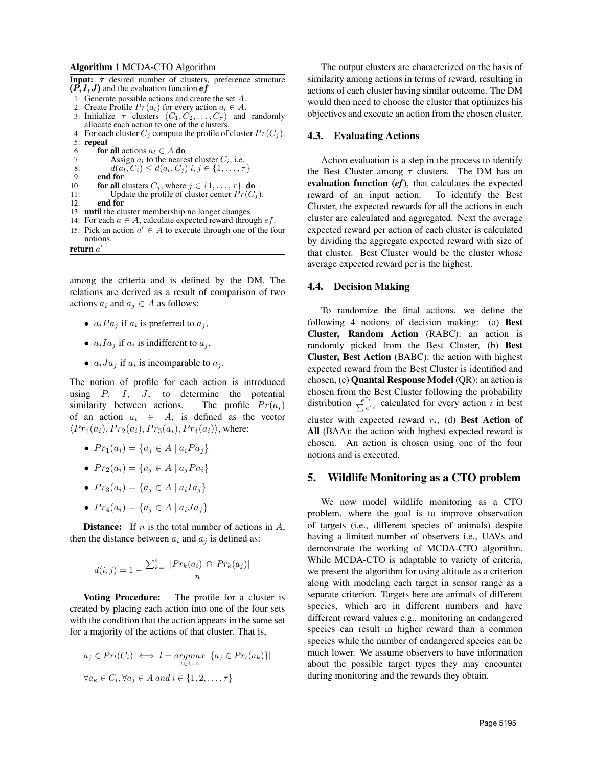**Algorithm 1** MCDA-CTO Algorithm

```
Input: τ desired number of clusters, preference structure (P, I, J) and the evaluation function ef
1: Generate possible actions and create the set A.
2: Create Profile Pr(a_l) for every action a_l ∈ A.
3: Initialize τ clusters (C_1, C_2, ..., C_τ) and randomly allocate each action to one of the clusters.
4: For each cluster C_j compute the profile of cluster Pr(C_j).
5: repeat
6:     for all actions a_l ∈ A do
7:         Assign a_l to the nearest cluster C_i, i.e.
8:         d(a_l, C_i) ≤ d(a_l, C_j) i, j ∈ {1, ..., τ}
9:     end for
10:    for all clusters C_j, where j ∈ {1, ..., τ} do
11:        Update the profile of cluster center Pr(C_j).
12:    end for
13: until the cluster membership no longer changes
14: For each a ∈ A, calculate expected reward through ef.
15: Pick an action a' ∈ A to execute through one of the four notions.
return a'
```

among the criteria and is defined by the DM. The relations are derived as a result of comparison of two actions $a_i$ and $a_j \in A$ as follows:

- $a_i P a_j$ if $a_i$ is preferred to $a_j$,
- $a_i I a_j$ if $a_i$ is indifferent to $a_j$,
- $a_i J a_j$ if $a_i$ is incomparable to $a_j$.

The notion of profile for each action is introduced using $P$, $I$, $J$, to determine the potential similarity between actions. The profile $Pr(a_i)$ of an action $a_i \in A$, is defined as the vector $\langle Pr_1(a_i), Pr_2(a_i), Pr_3(a_i), Pr_4(a_i)\rangle$, where:

- $Pr_1(a_i) = \{a_j \in A \mid a_i P a_j\}$
- $Pr_2(a_i) = \{a_j \in A \mid a_j P a_i\}$
- $Pr_3(a_i) = \{a_j \in A \mid a_i I a_j\}$
- $Pr_4(a_i) = \{a_j \in A \mid a_i J a_j\}$

**Distance:** If $n$ is the total number of actions in $A$, then the distance between $a_i$ and $a_j$ is defined as:

$$d(i,j) = 1 - \frac{\sum_{k=1}^{4} |Pr_k(a_i) \cap Pr_k(a_j)|}{n}$$

**Voting Procedure:** The profile for a cluster is created by placing each action into one of the four sets with the condition that the action appears in the same set for a majority of the actions of that cluster. That is,

$$a_j \in Pr_l(C_i) \iff l = \underset{t \in 1..4}{argmax} \, |\{a_j \in Pr_t(a_k)\}|$$

$$\forall a_k \in C_i, \forall a_j \in A \; and \; i \in \{1, 2, \ldots, \tau\}$$

The output clusters are characterized on the basis of similarity among actions in terms of reward, resulting in actions of each cluster having similar outcome. The DM would then need to choose the cluster that optimizes his objectives and execute an action from the chosen cluster.

### 4.3. Evaluating Actions

Action evaluation is a step in the process to identify the Best Cluster among $\tau$ clusters. The DM has an **evaluation function (*ef*)**, that calculates the expected reward of an input action. To identify the Best Cluster, the expected rewards for all the actions in each cluster are calculated and aggregated. Next the average expected reward per action of each cluster is calculated by dividing the aggregate expected reward with size of that cluster. Best Cluster would be the cluster whose average expected reward per is the highest.

### 4.4. Decision Making

To randomize the final actions, we define the following 4 notions of decision making: (a) **Best Cluster, Random Action** (RABC): an action is randomly picked from the Best Cluster, (b) **Best Cluster, Best Action** (BABC): the action with highest expected reward from the Best Cluster is identified and chosen, (c) **Quantal Response Model** (QR): an action is chosen from the Best Cluster following the probability distribution $\frac{e^{r_i}}{\sum e^{r_i}}$ calculated for every action $i$ in best cluster with expected reward $r_i$, (d) **Best Action of All** (BAA): the action with highest expected reward is chosen. An action is chosen using one of the four notions and is executed.

## 5. Wildlife Monitoring as a CTO problem

We now model wildlife monitoring as a CTO problem, where the goal is to improve observation of targets (i.e., different species of animals) despite having a limited number of observers i.e., UAVs and demonstrate the working of MCDA-CTO algorithm. While MCDA-CTO is adaptable to variety of criteria, we present the algorithm for using altitude as a criterion along with modeling each target in sensor range as a separate criterion. Targets here are animals of different species, which are in different numbers and have different reward values e.g., monitoring an endangered species can result in higher reward than a common species while the number of endangered species can be much lower. We assume observers to have information about the possible target types they may encounter during monitoring and the rewards they obtain.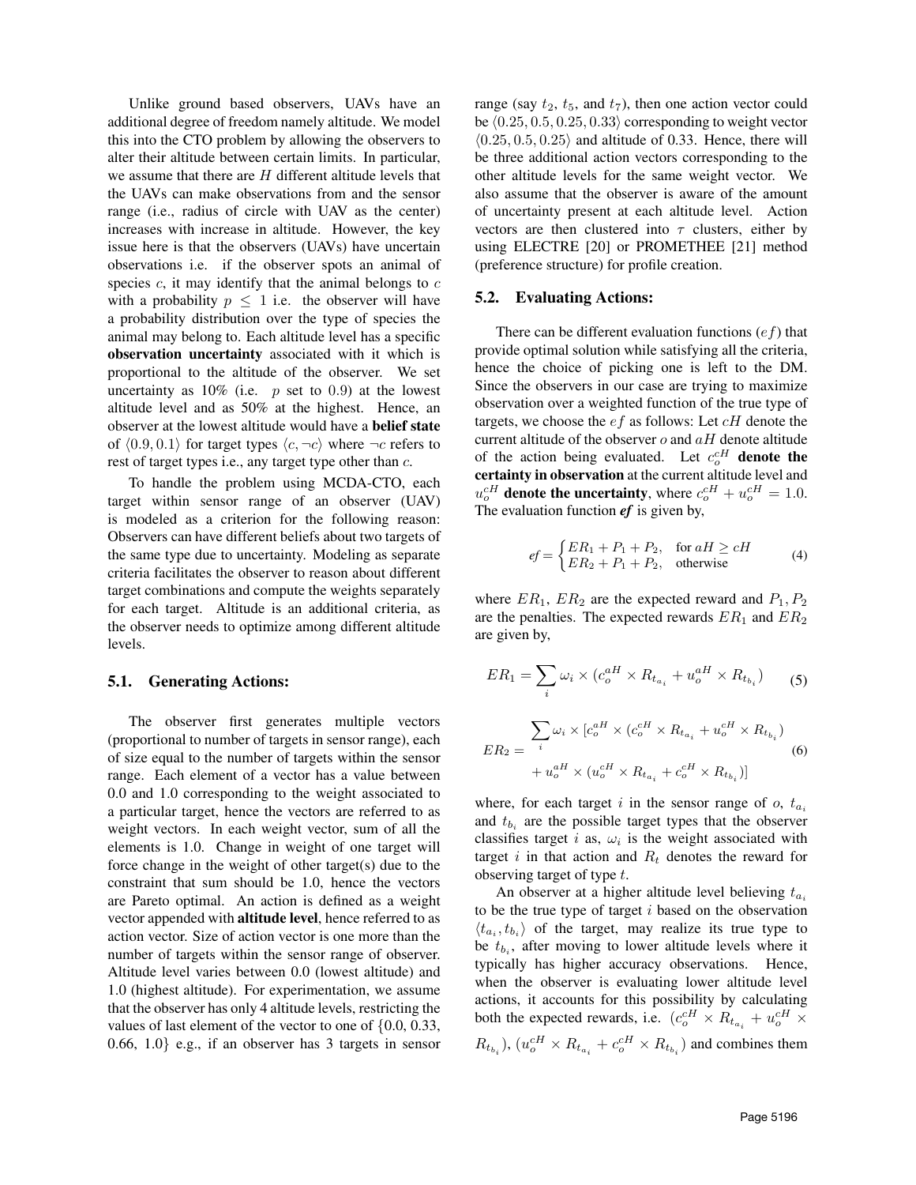Unlike ground based observers, UAVs have an additional degree of freedom namely altitude. We model this into the CTO problem by allowing the observers to alter their altitude between certain limits. In particular, we assume that there are $H$ different altitude levels that the UAVs can make observations from and the sensor range (i.e., radius of circle with UAV as the center) increases with increase in altitude. However, the key issue here is that the observers (UAVs) have uncertain observations i.e. if the observer spots an animal of species $c$, it may identify that the animal belongs to $c$ with a probability $p \leq 1$ i.e. the observer will have a probability distribution over the type of species the animal may belong to. Each altitude level has a specific **observation uncertainty** associated with it which is proportional to the altitude of the observer. We set uncertainty as 10% (i.e. $p$ set to 0.9) at the lowest altitude level and as 50% at the highest. Hence, an observer at the lowest altitude would have a **belief state** of $\langle 0.9, 0.1 \rangle$ for target types $\langle c, \neg c \rangle$ where $\neg c$ refers to rest of target types i.e., any target type other than $c$.

To handle the problem using MCDA-CTO, each target within sensor range of an observer (UAV) is modeled as a criterion for the following reason: Observers can have different beliefs about two targets of the same type due to uncertainty. Modeling as separate criteria facilitates the observer to reason about different target combinations and compute the weights separately for each target. Altitude is an additional criteria, as the observer needs to optimize among different altitude levels.

### 5.1. Generating Actions:

The observer first generates multiple vectors (proportional to number of targets in sensor range), each of size equal to the number of targets within the sensor range. Each element of a vector has a value between 0.0 and 1.0 corresponding to the weight associated to a particular target, hence the vectors are referred to as weight vectors. In each weight vector, sum of all the elements is 1.0. Change in weight of one target will force change in the weight of other target(s) due to the constraint that sum should be 1.0, hence the vectors are Pareto optimal. An action is defined as a weight vector appended with **altitude level**, hence referred to as action vector. Size of action vector is one more than the number of targets within the sensor range of observer. Altitude level varies between 0.0 (lowest altitude) and 1.0 (highest altitude). For experimentation, we assume that the observer has only 4 altitude levels, restricting the values of last element of the vector to one of {0.0, 0.33, 0.66, 1.0} e.g., if an observer has 3 targets in sensor range (say $t_2$, $t_5$, and $t_7$), then one action vector could be $\langle 0.25, 0.5, 0.25, 0.33 \rangle$ corresponding to weight vector $\langle 0.25, 0.5, 0.25 \rangle$ and altitude of 0.33. Hence, there will be three additional action vectors corresponding to the other altitude levels for the same weight vector. We also assume that the observer is aware of the amount of uncertainty present at each altitude level. Action vectors are then clustered into $\tau$ clusters, either by using ELECTRE [20] or PROMETHEE [21] method (preference structure) for profile creation.

### 5.2. Evaluating Actions:

There can be different evaluation functions ($ef$) that provide optimal solution while satisfying all the criteria, hence the choice of picking one is left to the DM. Since the observers in our case are trying to maximize observation over a weighted function of the true type of targets, we choose the $ef$ as follows: Let $cH$ denote the current altitude of the observer $o$ and $aH$ denote altitude of the action being evaluated. Let $c_o^{cH}$ **denote the certainty in observation** at the current altitude level and $u_o^{cH}$ **denote the uncertainty**, where $c_o^{cH} + u_o^{cH} = 1.0$. The evaluation function ***ef*** is given by,

$$ef = \begin{cases} ER_1 + P_1 + P_2, & \text{for } aH \geq cH \\ ER_2 + P_1 + P_2, & \text{otherwise} \end{cases} \tag{4}$$

where $ER_1$, $ER_2$ are the expected reward and $P_1, P_2$ are the penalties. The expected rewards $ER_1$ and $ER_2$ are given by,

$$ER_1 = \sum_i \omega_i \times (c_o^{aH} \times R_{t_{a_i}} + u_o^{aH} \times R_{t_{b_i}}) \tag{5}$$

$$ER_2 = \begin{aligned} &\sum_i \omega_i \times [c_o^{aH} \times (c_o^{cH} \times R_{t_{a_i}} + u_o^{cH} \times R_{t_{b_i}}) \\ &+ u_o^{aH} \times (u_o^{cH} \times R_{t_{a_i}} + c_o^{cH} \times R_{t_{b_i}})] \end{aligned} \tag{6}$$

where, for each target $i$ in the sensor range of $o$, $t_{a_i}$ and $t_{b_i}$ are the possible target types that the observer classifies target $i$ as, $\omega_i$ is the weight associated with target $i$ in that action and $R_t$ denotes the reward for observing target of type $t$.

An observer at a higher altitude level believing $t_{a_i}$ to be the true type of target $i$ based on the observation $\langle t_{a_i}, t_{b_i} \rangle$ of the target, may realize its true type to be $t_{b_i}$, after moving to lower altitude levels where it typically has higher accuracy observations. Hence, when the observer is evaluating lower altitude level actions, it accounts for this possibility by calculating both the expected rewards, i.e. $(c_o^{cH} \times R_{t_{a_i}} + u_o^{cH} \times R_{t_{b_i}})$, $(u_o^{cH} \times R_{t_{a_i}} + c_o^{cH} \times R_{t_{b_i}})$ and combines them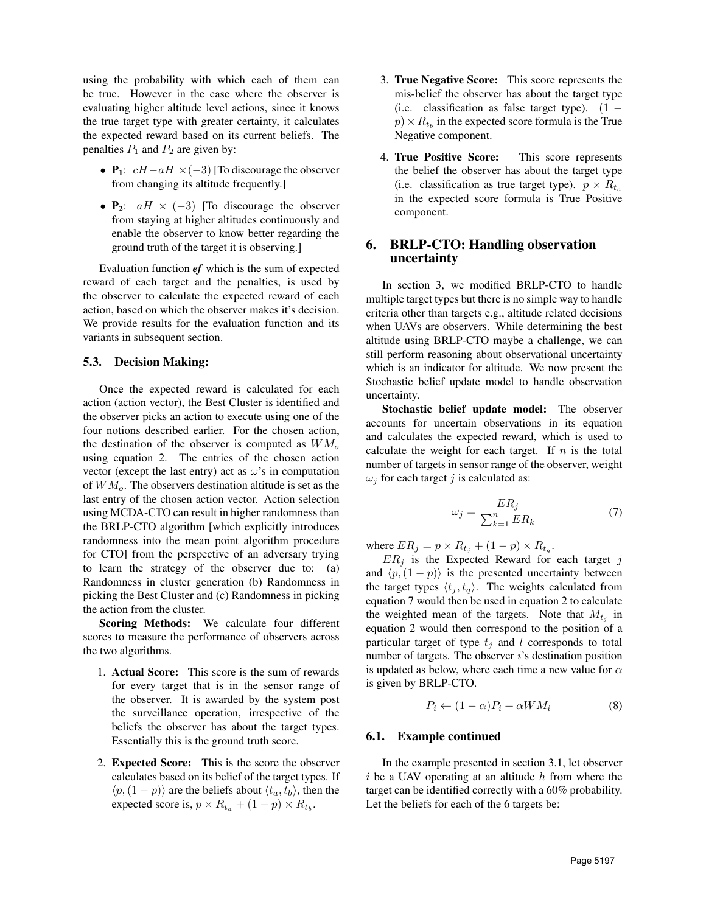using the probability with which each of them can be true. However in the case where the observer is evaluating higher altitude level actions, since it knows the true target type with greater certainty, it calculates the expected reward based on its current beliefs. The penalties $P_1$ and $P_2$ are given by:

- $\mathbf{P_1}$: $|cH - aH| \times (-3)$ [To discourage the observer from changing its altitude frequently.]
- $\mathbf{P_2}$: $aH \times (-3)$ [To discourage the observer from staying at higher altitudes continuously and enable the observer to know better regarding the ground truth of the target it is observing.]

Evaluation function ***ef*** which is the sum of expected reward of each target and the penalties, is used by the observer to calculate the expected reward of each action, based on which the observer makes it's decision. We provide results for the evaluation function and its variants in subsequent section.

### 5.3. Decision Making:

Once the expected reward is calculated for each action (action vector), the Best Cluster is identified and the observer picks an action to execute using one of the four notions described earlier. For the chosen action, the destination of the observer is computed as $WM_o$ using equation 2. The entries of the chosen action vector (except the last entry) act as $\omega$'s in computation of $WM_o$. The observers destination altitude is set as the last entry of the chosen action vector. Action selection using MCDA-CTO can result in higher randomness than the BRLP-CTO algorithm [which explicitly introduces randomness into the mean point algorithm procedure for CTO] from the perspective of an adversary trying to learn the strategy of the observer due to: (a) Randomness in cluster generation (b) Randomness in picking the Best Cluster and (c) Randomness in picking the action from the cluster.

**Scoring Methods:** We calculate four different scores to measure the performance of observers across the two algorithms.

1. **Actual Score:** This score is the sum of rewards for every target that is in the sensor range of the observer. It is awarded by the system post the surveillance operation, irrespective of the beliefs the observer has about the target types. Essentially this is the ground truth score.
2. **Expected Score:** This is the score the observer calculates based on its belief of the target types. If $\langle p, (1-p) \rangle$ are the beliefs about $\langle t_a, t_b \rangle$, then the expected score is, $p \times R_{t_a} + (1-p) \times R_{t_b}$.
3. **True Negative Score:** This score represents the mis-belief the observer has about the target type (i.e. classification as false target type). $(1-p) \times R_{t_b}$ in the expected score formula is the True Negative component.
4. **True Positive Score:** This score represents the belief the observer has about the target type (i.e. classification as true target type). $p \times R_{t_a}$ in the expected score formula is True Positive component.

## 6. BRLP-CTO: Handling observation uncertainty

In section 3, we modified BRLP-CTO to handle multiple target types but there is no simple way to handle criteria other than targets e.g., altitude related decisions when UAVs are observers. While determining the best altitude using BRLP-CTO maybe a challenge, we can still perform reasoning about observational uncertainty which is an indicator for altitude. We now present the Stochastic belief update model to handle observation uncertainty.

**Stochastic belief update model:** The observer accounts for uncertain observations in its equation and calculates the expected reward, which is used to calculate the weight for each target. If $n$ is the total number of targets in sensor range of the observer, weight $\omega_j$ for each target $j$ is calculated as:

$$\omega_j = \frac{ER_j}{\sum_{k=1}^{n} ER_k} \tag{7}$$

where $ER_j = p \times R_{t_j} + (1-p) \times R_{t_q}$.

$ER_j$ is the Expected Reward for each target $j$ and $\langle p, (1-p) \rangle$ is the presented uncertainty between the target types $\langle t_j, t_q \rangle$. The weights calculated from equation 7 would then be used in equation 2 to calculate the weighted mean of the targets. Note that $M_{t_j}$ in equation 2 would then correspond to the position of a particular target of type $t_j$ and $l$ corresponds to total number of targets. The observer $i$'s destination position is updated as below, where each time a new value for $\alpha$ is given by BRLP-CTO.

$$P_i \leftarrow (1-\alpha)P_i + \alpha WM_i \tag{8}$$

### 6.1. Example continued

In the example presented in section 3.1, let observer $i$ be a UAV operating at an altitude $h$ from where the target can be identified correctly with a 60% probability. Let the beliefs for each of the 6 targets be: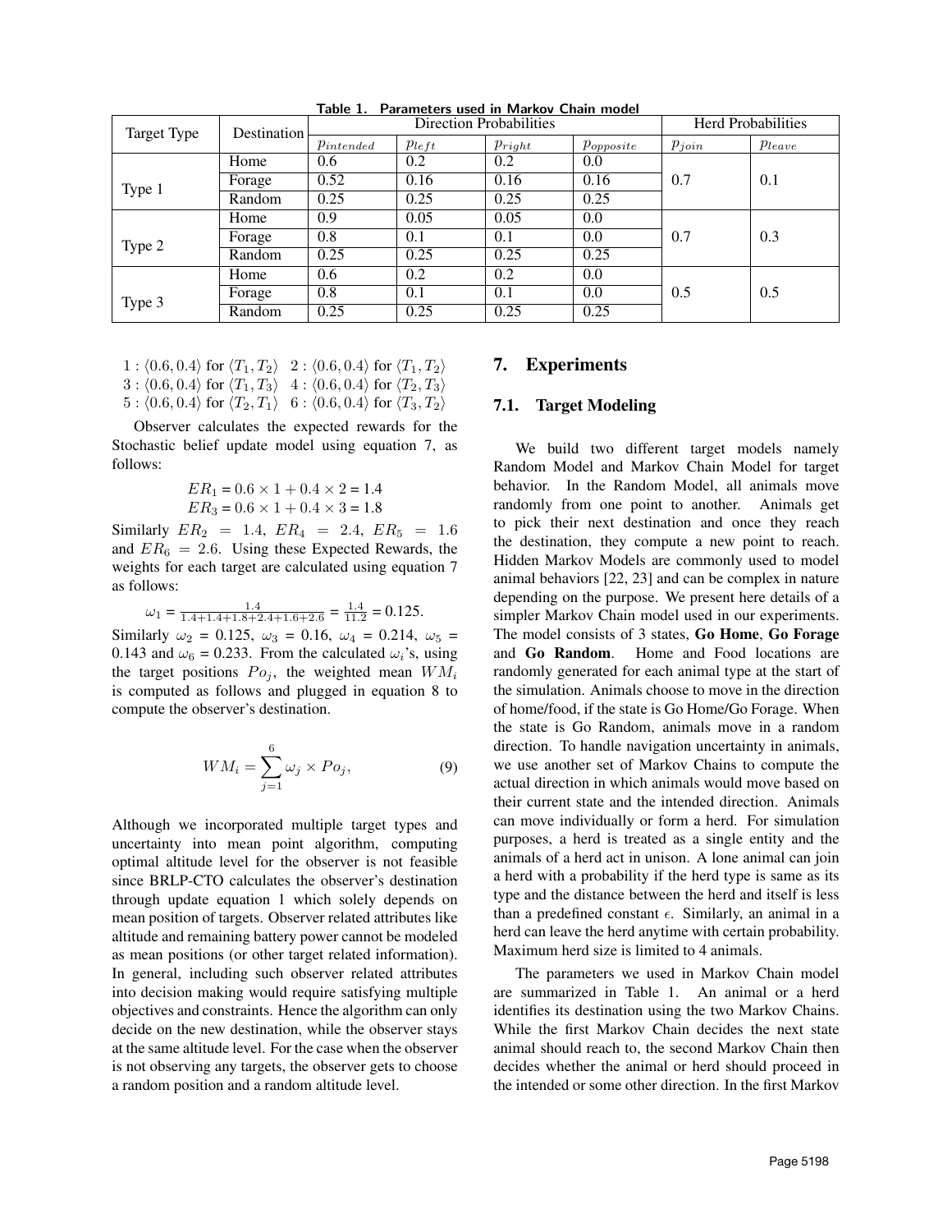Table 1. Parameters used in Markov Chain model

| Target Type | Destination | Direction Probabilities | | | | Herd Probabilities | |
|---|---|---|---|---|---|---|---|
| | | $p_{intended}$ | $p_{left}$ | $p_{right}$ | $p_{opposite}$ | $p_{join}$ | $p_{leave}$ |
| Type 1 | Home | 0.6 | 0.2 | 0.2 | 0.0 | 0.7 | 0.1 |
| | Forage | 0.52 | 0.16 | 0.16 | 0.16 | | |
| | Random | 0.25 | 0.25 | 0.25 | 0.25 | | |
| Type 2 | Home | 0.9 | 0.05 | 0.05 | 0.0 | 0.7 | 0.3 |
| | Forage | 0.8 | 0.1 | 0.1 | 0.0 | | |
| | Random | 0.25 | 0.25 | 0.25 | 0.25 | | |
| Type 3 | Home | 0.6 | 0.2 | 0.2 | 0.0 | 0.5 | 0.5 |
| | Forage | 0.8 | 0.1 | 0.1 | 0.0 | | |
| | Random | 0.25 | 0.25 | 0.25 | 0.25 | | |

$1 : \langle 0.6, 0.4\rangle$ for $\langle T_1, T_2\rangle$ $\quad 2 : \langle 0.6, 0.4\rangle$ for $\langle T_1, T_2\rangle$
$3 : \langle 0.6, 0.4\rangle$ for $\langle T_1, T_3\rangle$ $\quad 4 : \langle 0.6, 0.4\rangle$ for $\langle T_2, T_3\rangle$
$5 : \langle 0.6, 0.4\rangle$ for $\langle T_2, T_1\rangle$ $\quad 6 : \langle 0.6, 0.4\rangle$ for $\langle T_3, T_2\rangle$

Observer calculates the expected rewards for the Stochastic belief update model using equation 7, as follows:

$$ER_1 = 0.6 \times 1 + 0.4 \times 2 = 1.4$$
$$ER_3 = 0.6 \times 1 + 0.4 \times 3 = 1.8$$

Similarly $ER_2 = 1.4$, $ER_4 = 2.4$, $ER_5 = 1.6$ and $ER_6 = 2.6$. Using these Expected Rewards, the weights for each target are calculated using equation 7 as follows:

$$\omega_1 = \frac{1.4}{1.4+1.4+1.8+2.4+1.6+2.6} = \frac{1.4}{11.2} = 0.125.$$

Similarly $\omega_2 = 0.125$, $\omega_3 = 0.16$, $\omega_4 = 0.214$, $\omega_5 = 0.143$ and $\omega_6 = 0.233$. From the calculated $\omega_i$'s, using the target positions $Po_j$, the weighted mean $WM_i$ is computed as follows and plugged in equation 8 to compute the observer's destination.

$$WM_i = \sum_{j=1}^{6} \omega_j \times Po_j, \tag{9}$$

Although we incorporated multiple target types and uncertainty into mean point algorithm, computing optimal altitude level for the observer is not feasible since BRLP-CTO calculates the observer's destination through update equation 1 which solely depends on mean position of targets. Observer related attributes like altitude and remaining battery power cannot be modeled as mean positions (or other target related information). In general, including such observer related attributes into decision making would require satisfying multiple objectives and constraints. Hence the algorithm can only decide on the new destination, while the observer stays at the same altitude level. For the case when the observer is not observing any targets, the observer gets to choose a random position and a random altitude level.

## 7. Experiments

### 7.1. Target Modeling

We build two different target models namely Random Model and Markov Chain Model for target behavior. In the Random Model, all animals move randomly from one point to another. Animals get to pick their next destination and once they reach the destination, they compute a new point to reach. Hidden Markov Models are commonly used to model animal behaviors [22, 23] and can be complex in nature depending on the purpose. We present here details of a simpler Markov Chain model used in our experiments. The model consists of 3 states, **Go Home**, **Go Forage** and **Go Random**. Home and Food locations are randomly generated for each animal type at the start of the simulation. Animals choose to move in the direction of home/food, if the state is Go Home/Go Forage. When the state is Go Random, animals move in a random direction. To handle navigation uncertainty in animals, we use another set of Markov Chains to compute the actual direction in which animals would move based on their current state and the intended direction. Animals can move individually or form a herd. For simulation purposes, a herd is treated as a single entity and the animals of a herd act in unison. A lone animal can join a herd with a probability if the herd type is same as its type and the distance between the herd and itself is less than a predefined constant $\epsilon$. Similarly, an animal in a herd can leave the herd anytime with certain probability. Maximum herd size is limited to 4 animals.

The parameters we used in Markov Chain model are summarized in Table 1. An animal or a herd identifies its destination using the two Markov Chains. While the first Markov Chain decides the next state animal should reach to, the second Markov Chain then decides whether the animal or herd should proceed in the intended or some other direction. In the first Markov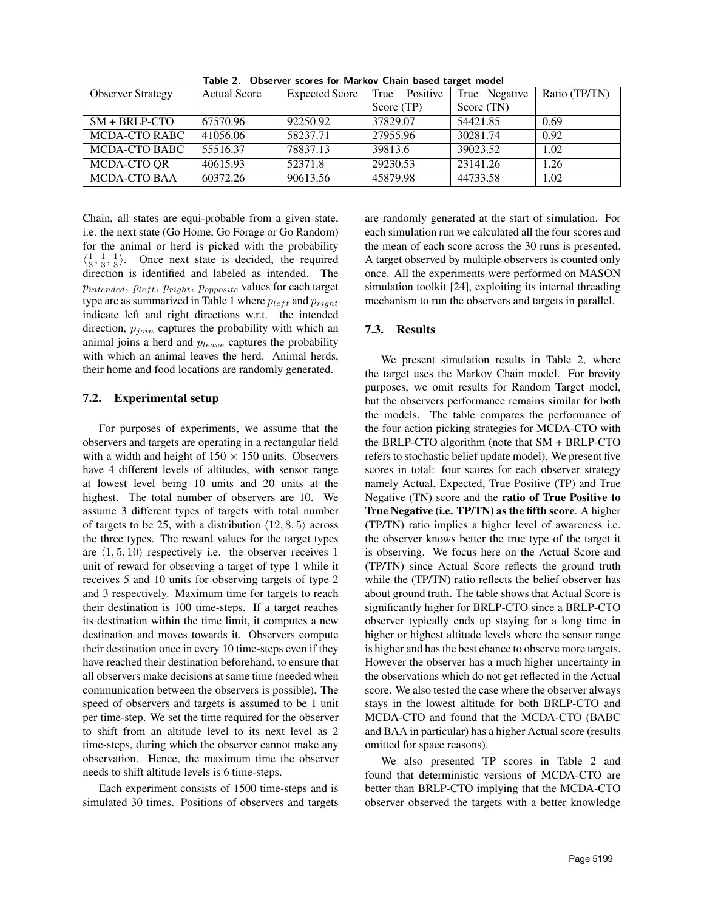Table 2. Observer scores for Markov Chain based target model

| Observer Strategy | Actual Score | Expected Score | True Positive Score (TP) | True Negative Score (TN) | Ratio (TP/TN) |
|---|---|---|---|---|---|
| SM + BRLP-CTO | 67570.96 | 92250.92 | 37829.07 | 54421.85 | 0.69 |
| MCDA-CTO RABC | 41056.06 | 58237.71 | 27955.96 | 30281.74 | 0.92 |
| MCDA-CTO BABC | 55516.37 | 78837.13 | 39813.6 | 39023.52 | 1.02 |
| MCDA-CTO QR | 40615.93 | 52371.8 | 29230.53 | 23141.26 | 1.26 |
| MCDA-CTO BAA | 60372.26 | 90613.56 | 45879.98 | 44733.58 | 1.02 |

Chain, all states are equi-probable from a given state, i.e. the next state (Go Home, Go Forage or Go Random) for the animal or herd is picked with the probability $\langle \frac{1}{3}, \frac{1}{3}, \frac{1}{3} \rangle$. Once next state is decided, the required direction is identified and labeled as intended. The $p_{intended}$, $p_{left}$, $p_{right}$, $p_{opposite}$ values for each target type are as summarized in Table 1 where $p_{left}$ and $p_{right}$ indicate left and right directions w.r.t. the intended direction, $p_{join}$ captures the probability with which an animal joins a herd and $p_{leave}$ captures the probability with which an animal leaves the herd. Animal herds, their home and food locations are randomly generated.

### 7.2. Experimental setup

For purposes of experiments, we assume that the observers and targets are operating in a rectangular field with a width and height of $150 \times 150$ units. Observers have 4 different levels of altitudes, with sensor range at lowest level being 10 units and 20 units at the highest. The total number of observers are 10. We assume 3 different types of targets with total number of targets to be 25, with a distribution $\langle 12, 8, 5 \rangle$ across the three types. The reward values for the target types are $\langle 1, 5, 10 \rangle$ respectively i.e. the observer receives 1 unit of reward for observing a target of type 1 while it receives 5 and 10 units for observing targets of type 2 and 3 respectively. Maximum time for targets to reach their destination is 100 time-steps. If a target reaches its destination within the time limit, it computes a new destination and moves towards it. Observers compute their destination once in every 10 time-steps even if they have reached their destination beforehand, to ensure that all observers make decisions at same time (needed when communication between the observers is possible). The speed of observers and targets is assumed to be 1 unit per time-step. We set the time required for the observer to shift from an altitude level to its next level as 2 time-steps, during which the observer cannot make any observation. Hence, the maximum time the observer needs to shift altitude levels is 6 time-steps.

Each experiment consists of 1500 time-steps and is simulated 30 times. Positions of observers and targets are randomly generated at the start of simulation. For each simulation run we calculated all the four scores and the mean of each score across the 30 runs is presented. A target observed by multiple observers is counted only once. All the experiments were performed on MASON simulation toolkit [24], exploiting its internal threading mechanism to run the observers and targets in parallel.

### 7.3. Results

We present simulation results in Table 2, where the target uses the Markov Chain model. For brevity purposes, we omit results for Random Target model, but the observers performance remains similar for both the models. The table compares the performance of the four action picking strategies for MCDA-CTO with the BRLP-CTO algorithm (note that SM + BRLP-CTO refers to stochastic belief update model). We present five scores in total: four scores for each observer strategy namely Actual, Expected, True Positive (TP) and True Negative (TN) score and the **ratio of True Positive to True Negative (i.e. TP/TN) as the fifth score**. A higher (TP/TN) ratio implies a higher level of awareness i.e. the observer knows better the true type of the target it is observing. We focus here on the Actual Score and (TP/TN) since Actual Score reflects the ground truth while the (TP/TN) ratio reflects the belief observer has about ground truth. The table shows that Actual Score is significantly higher for BRLP-CTO since a BRLP-CTO observer typically ends up staying for a long time in higher or highest altitude levels where the sensor range is higher and has the best chance to observe more targets. However the observer has a much higher uncertainty in the observations which do not get reflected in the Actual score. We also tested the case where the observer always stays in the lowest altitude for both BRLP-CTO and MCDA-CTO and found that the MCDA-CTO (BABC and BAA in particular) has a higher Actual score (results omitted for space reasons).

We also presented TP scores in Table 2 and found that deterministic versions of MCDA-CTO are better than BRLP-CTO implying that the MCDA-CTO observer observed the targets with a better knowledge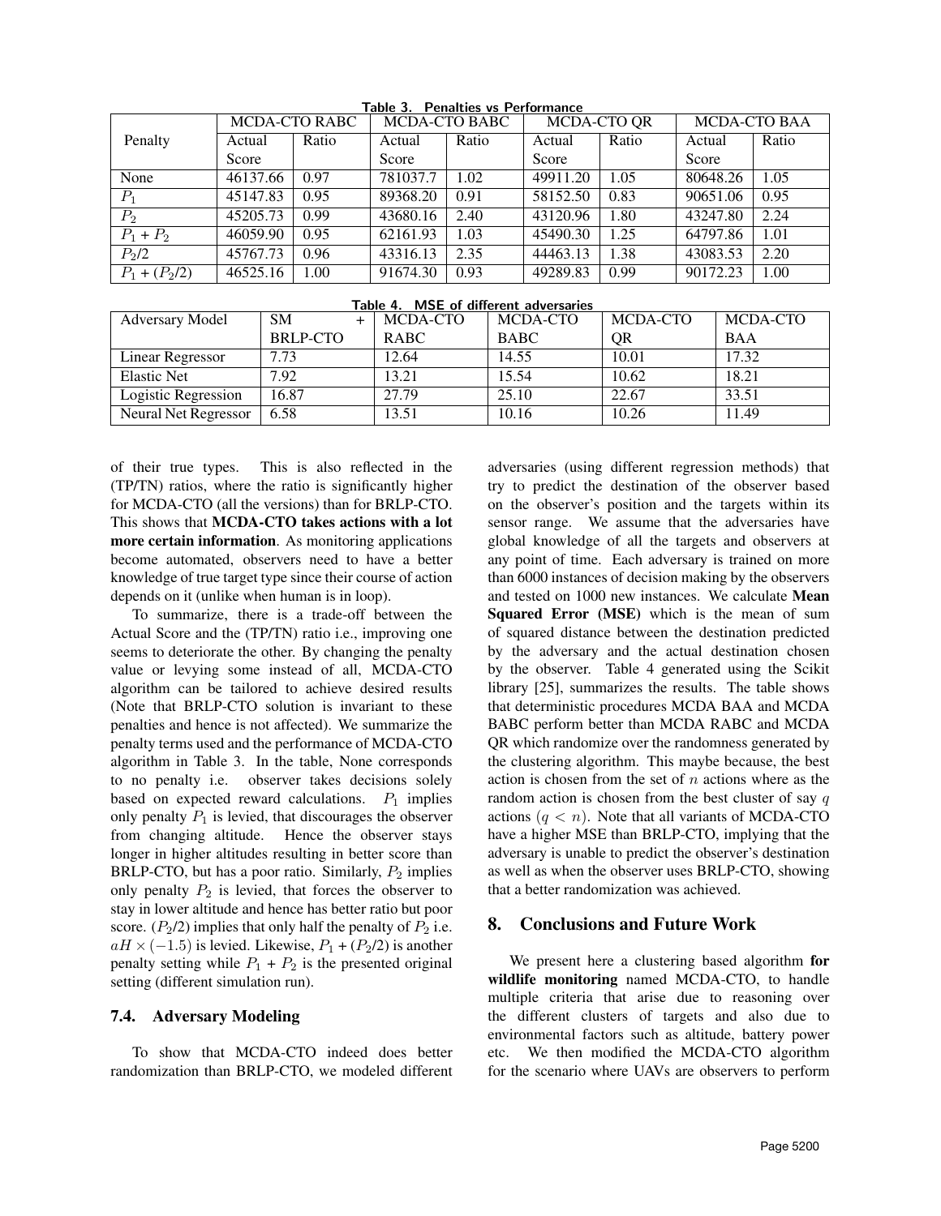Table 3. Penalties vs Performance

| Penalty | MCDA-CTO RABC | | MCDA-CTO BABC | | MCDA-CTO QR | | MCDA-CTO BAA | |
|---|---|---|---|---|---|---|---|---|
| | Actual Score | Ratio | Actual Score | Ratio | Actual Score | Ratio | Actual Score | Ratio |
| None | 46137.66 | 0.97 | 781037.7 | 1.02 | 49911.20 | 1.05 | 80648.26 | 1.05 |
| $P_1$ | 45147.83 | 0.95 | 89368.20 | 0.91 | 58152.50 | 0.83 | 90651.06 | 0.95 |
| $P_2$ | 45205.73 | 0.99 | 43680.16 | 2.40 | 43120.96 | 1.80 | 43247.80 | 2.24 |
| $P_1$ + $P_2$ | 46059.90 | 0.95 | 62161.93 | 1.03 | 45490.30 | 1.25 | 64797.86 | 1.01 |
| $P_2$/2 | 45767.73 | 0.96 | 43316.13 | 2.35 | 44463.13 | 1.38 | 43083.53 | 2.20 |
| $P_1$ + ($P_2$/2) | 46525.16 | 1.00 | 91674.30 | 0.93 | 49289.83 | 0.99 | 90172.23 | 1.00 |

Table 4. MSE of different adversaries

| Adversary Model | SM + BRLP-CTO | MCDA-CTO RABC | MCDA-CTO BABC | MCDA-CTO QR | MCDA-CTO BAA |
|---|---|---|---|---|---|
| Linear Regressor | 7.73 | 12.64 | 14.55 | 10.01 | 17.32 |
| Elastic Net | 7.92 | 13.21 | 15.54 | 10.62 | 18.21 |
| Logistic Regression | 16.87 | 27.79 | 25.10 | 22.67 | 33.51 |
| Neural Net Regressor | 6.58 | 13.51 | 10.16 | 10.26 | 11.49 |

of their true types. This is also reflected in the (TP/TN) ratios, where the ratio is significantly higher for MCDA-CTO (all the versions) than for BRLP-CTO. This shows that **MCDA-CTO takes actions with a lot more certain information**. As monitoring applications become automated, observers need to have a better knowledge of true target type since their course of action depends on it (unlike when human is in loop).

To summarize, there is a trade-off between the Actual Score and the (TP/TN) ratio i.e., improving one seems to deteriorate the other. By changing the penalty value or levying some instead of all, MCDA-CTO algorithm can be tailored to achieve desired results (Note that BRLP-CTO solution is invariant to these penalties and hence is not affected). We summarize the penalty terms used and the performance of MCDA-CTO algorithm in Table 3. In the table, None corresponds to no penalty i.e. observer takes decisions solely based on expected reward calculations. $P_1$ implies only penalty $P_1$ is levied, that discourages the observer from changing altitude. Hence the observer stays longer in higher altitudes resulting in better score than BRLP-CTO, but has a poor ratio. Similarly, $P_2$ implies only penalty $P_2$ is levied, that forces the observer to stay in lower altitude and hence has better ratio but poor score. ($P_2$/2) implies that only half the penalty of $P_2$ i.e. $aH \times (-1.5)$ is levied. Likewise, $P_1$ + ($P_2$/2) is another penalty setting while $P_1$ + $P_2$ is the presented original setting (different simulation run).

### 7.4. Adversary Modeling

To show that MCDA-CTO indeed does better randomization than BRLP-CTO, we modeled different adversaries (using different regression methods) that try to predict the destination of the observer based on the observer's position and the targets within its sensor range. We assume that the adversaries have global knowledge of all the targets and observers at any point of time. Each adversary is trained on more than 6000 instances of decision making by the observers and tested on 1000 new instances. We calculate **Mean Squared Error (MSE)** which is the mean of sum of squared distance between the destination predicted by the adversary and the actual destination chosen by the observer. Table 4 generated using the Scikit library [25], summarizes the results. The table shows that deterministic procedures MCDA BAA and MCDA BABC perform better than MCDA RABC and MCDA QR which randomize over the randomness generated by the clustering algorithm. This maybe because, the best action is chosen from the set of $n$ actions where as the random action is chosen from the best cluster of say $q$ actions ($q < n$). Note that all variants of MCDA-CTO have a higher MSE than BRLP-CTO, implying that the adversary is unable to predict the observer's destination as well as when the observer uses BRLP-CTO, showing that a better randomization was achieved.

## 8. Conclusions and Future Work

We present here a clustering based algorithm **for wildlife monitoring** named MCDA-CTO, to handle multiple criteria that arise due to reasoning over the different clusters of targets and also due to environmental factors such as altitude, battery power etc. We then modified the MCDA-CTO algorithm for the scenario where UAVs are observers to perform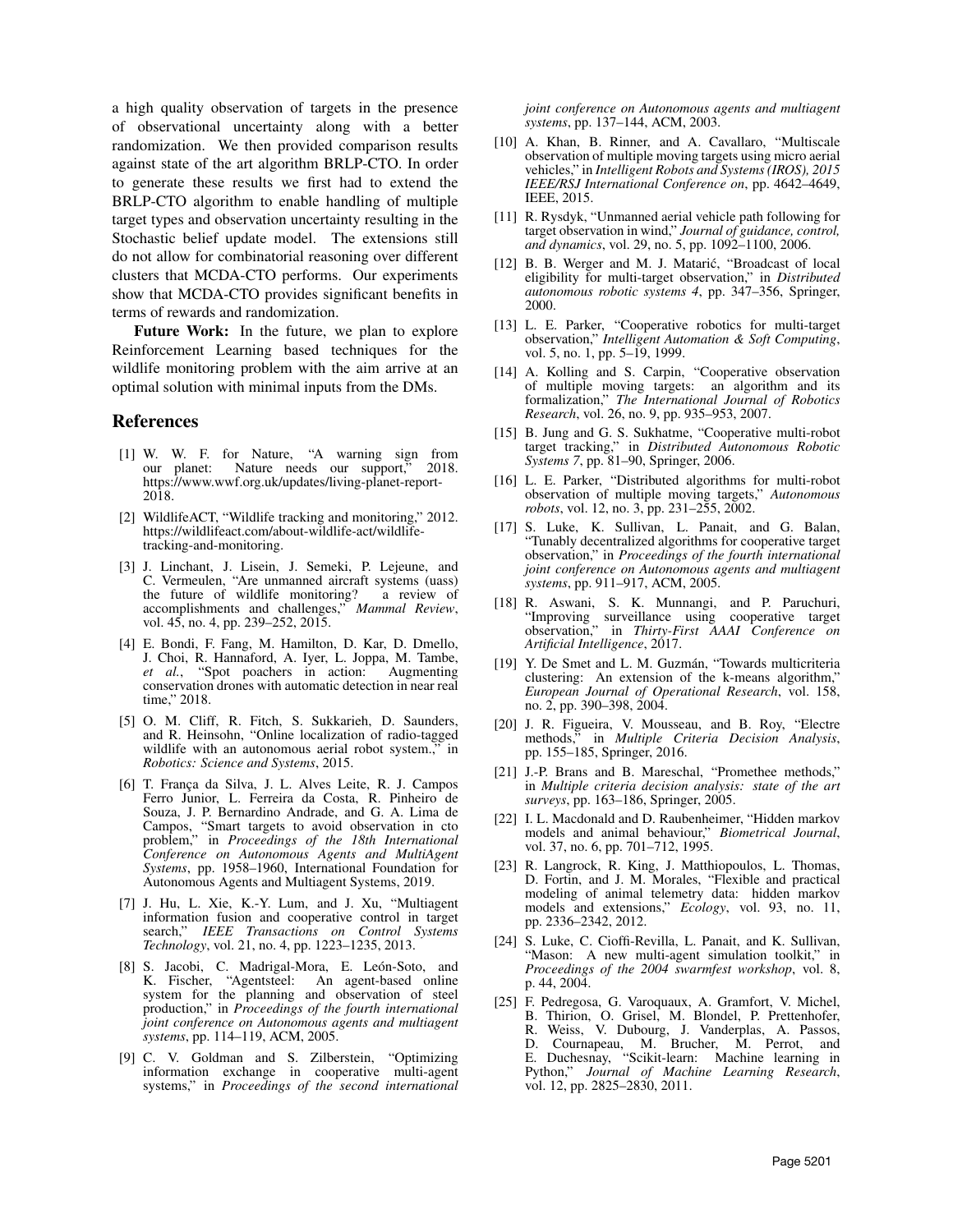a high quality observation of targets in the presence of observational uncertainty along with a better randomization. We then provided comparison results against state of the art algorithm BRLP-CTO. In order to generate these results we first had to extend the BRLP-CTO algorithm to enable handling of multiple target types and observation uncertainty resulting in the Stochastic belief update model. The extensions still do not allow for combinatorial reasoning over different clusters that MCDA-CTO performs. Our experiments show that MCDA-CTO provides significant benefits in terms of rewards and randomization.

**Future Work:** In the future, we plan to explore Reinforcement Learning based techniques for the wildlife monitoring problem with the aim arrive at an optimal solution with minimal inputs from the DMs.

## References

[1] W. W. F. for Nature, "A warning sign from our planet: Nature needs our support," 2018. https://www.wwf.org.uk/updates/living-planet-report-2018.

[2] WildlifeACT, "Wildlife tracking and monitoring," 2012. https://wildlifeact.com/about-wildlife-act/wildlife-tracking-and-monitoring.

[3] J. Linchant, J. Lisein, J. Semeki, P. Lejeune, and C. Vermeulen, "Are unmanned aircraft systems (uass) the future of wildlife monitoring? a review of accomplishments and challenges," *Mammal Review*, vol. 45, no. 4, pp. 239–252, 2015.

[4] E. Bondi, F. Fang, M. Hamilton, D. Kar, D. Dmello, J. Choi, R. Hannaford, A. Iyer, L. Joppa, M. Tambe, *et al.*, "Spot poachers in action: Augmenting conservation drones with automatic detection in near real time," 2018.

[5] O. M. Cliff, R. Fitch, S. Sukkarieh, D. Saunders, and R. Heinsohn, "Online localization of radio-tagged wildlife with an autonomous aerial robot system.," in *Robotics: Science and Systems*, 2015.

[6] T. França da Silva, J. L. Alves Leite, R. J. Campos Ferro Junior, L. Ferreira da Costa, R. Pinheiro de Souza, J. P. Bernardino Andrade, and G. A. Lima de Campos, "Smart targets to avoid observation in cto problem," in *Proceedings of the 18th International Conference on Autonomous Agents and MultiAgent Systems*, pp. 1958–1960, International Foundation for Autonomous Agents and Multiagent Systems, 2019.

[7] J. Hu, L. Xie, K.-Y. Lum, and J. Xu, "Multiagent information fusion and cooperative control in target search," *IEEE Transactions on Control Systems Technology*, vol. 21, no. 4, pp. 1223–1235, 2013.

[8] S. Jacobi, C. Madrigal-Mora, E. León-Soto, and K. Fischer, "Agentsteel: An agent-based online system for the planning and observation of steel production," in *Proceedings of the fourth international joint conference on Autonomous agents and multiagent systems*, pp. 114–119, ACM, 2005.

[9] C. V. Goldman and S. Zilberstein, "Optimizing information exchange in cooperative multi-agent systems," in *Proceedings of the second international joint conference on Autonomous agents and multiagent systems*, pp. 137–144, ACM, 2003.

[10] A. Khan, B. Rinner, and A. Cavallaro, "Multiscale observation of multiple moving targets using micro aerial vehicles," in *Intelligent Robots and Systems (IROS), 2015 IEEE/RSJ International Conference on*, pp. 4642–4649, IEEE, 2015.

[11] R. Rysdyk, "Unmanned aerial vehicle path following for target observation in wind," *Journal of guidance, control, and dynamics*, vol. 29, no. 5, pp. 1092–1100, 2006.

[12] B. B. Werger and M. J. Matarić, "Broadcast of local eligibility for multi-target observation," in *Distributed autonomous robotic systems 4*, pp. 347–356, Springer, 2000.

[13] L. E. Parker, "Cooperative robotics for multi-target observation," *Intelligent Automation & Soft Computing*, vol. 5, no. 1, pp. 5–19, 1999.

[14] A. Kolling and S. Carpin, "Cooperative observation of multiple moving targets: an algorithm and its formalization," *The International Journal of Robotics Research*, vol. 26, no. 9, pp. 935–953, 2007.

[15] B. Jung and G. S. Sukhatme, "Cooperative multi-robot target tracking," in *Distributed Autonomous Robotic Systems 7*, pp. 81–90, Springer, 2006.

[16] L. E. Parker, "Distributed algorithms for multi-robot observation of multiple moving targets," *Autonomous robots*, vol. 12, no. 3, pp. 231–255, 2002.

[17] S. Luke, K. Sullivan, L. Panait, and G. Balan, "Tunably decentralized algorithms for cooperative target observation," in *Proceedings of the fourth international joint conference on Autonomous agents and multiagent systems*, pp. 911–917, ACM, 2005.

[18] R. Aswani, S. K. Munnangi, and P. Paruchuri, "Improving surveillance using cooperative target observation," in *Thirty-First AAAI Conference on Artificial Intelligence*, 2017.

[19] Y. De Smet and L. M. Guzmán, "Towards multicriteria clustering: An extension of the k-means algorithm," *European Journal of Operational Research*, vol. 158, no. 2, pp. 390–398, 2004.

[20] J. R. Figueira, V. Mousseau, and B. Roy, "Electre methods," in *Multiple Criteria Decision Analysis*, pp. 155–185, Springer, 2016.

[21] J.-P. Brans and B. Mareschal, "Promethee methods," in *Multiple criteria decision analysis: state of the art surveys*, pp. 163–186, Springer, 2005.

[22] I. L. Macdonald and D. Raubenheimer, "Hidden markov models and animal behaviour," *Biometrical Journal*, vol. 37, no. 6, pp. 701–712, 1995.

[23] R. Langrock, R. King, J. Matthiopoulos, L. Thomas, D. Fortin, and J. M. Morales, "Flexible and practical modeling of animal telemetry data: hidden markov models and extensions," *Ecology*, vol. 93, no. 11, pp. 2336–2342, 2012.

[24] S. Luke, C. Cioffi-Revilla, L. Panait, and K. Sullivan, "Mason: A new multi-agent simulation toolkit," in *Proceedings of the 2004 swarmfest workshop*, vol. 8, p. 44, 2004.

[25] F. Pedregosa, G. Varoquaux, A. Gramfort, V. Michel, B. Thirion, O. Grisel, M. Blondel, P. Prettenhofer, R. Weiss, V. Dubourg, J. Vanderplas, A. Passos, D. Cournapeau, M. Brucher, M. Perrot, and E. Duchesnay, "Scikit-learn: Machine learning in Python," *Journal of Machine Learning Research*, vol. 12, pp. 2825–2830, 2011.